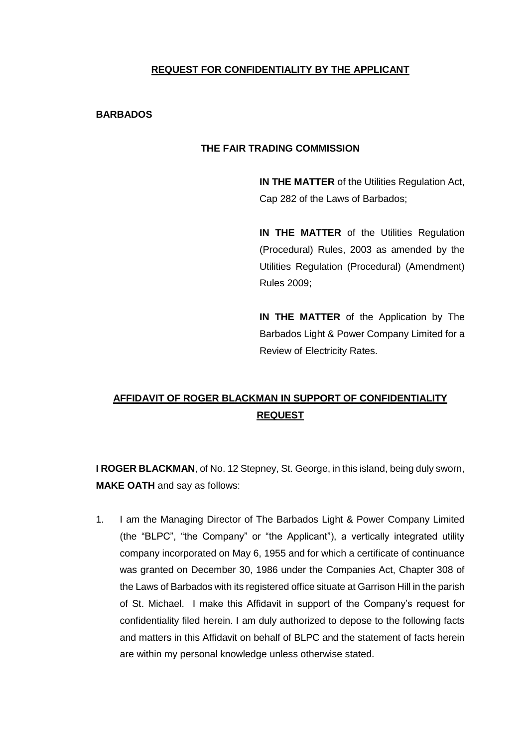**REQUEST FOR CONFIDENTIALITY BY THE APPLICANT**

**BARBADOS**

**THE FAIR TRADING COMMISSION**

**IN THE MATTER** of the Utilities Regulation Act, Cap 282 of the Laws of Barbados;

**IN THE MATTER** of the Utilities Regulation (Procedural) Rules, 2003 as amended by the Utilities Regulation (Procedural) (Amendment) Rules 2009;

**IN THE MATTER** of the Application by The Barbados Light & Power Company Limited for a Review of Electricity Rates.

**AFFIDAVIT OF ROGER BLACKMAN IN SUPPORT OF CONFIDENTIALITY REQUEST**

**I ROGER BLACKMAN**, of No. 12 Stepney, St. George, in this island, being duly sworn, **MAKE OATH** and say as follows:

1. I am the Managing Director of The Barbados Light & Power Company Limited (the "BLPC", "the Company" or "the Applicant"), a vertically integrated utility company incorporated on May 6, 1955 and for which a certificate of continuance was granted on December 30, 1986 under the Companies Act, Chapter 308 of the Laws of Barbados with its registered office situate at Garrison Hill in the parish of St. Michael. I make this Affidavit in support of the Company's request for confidentiality filed herein. I am duly authorized to depose to the following facts and matters in this Affidavit on behalf of BLPC and the statement of facts herein are within my personal knowledge unless otherwise stated.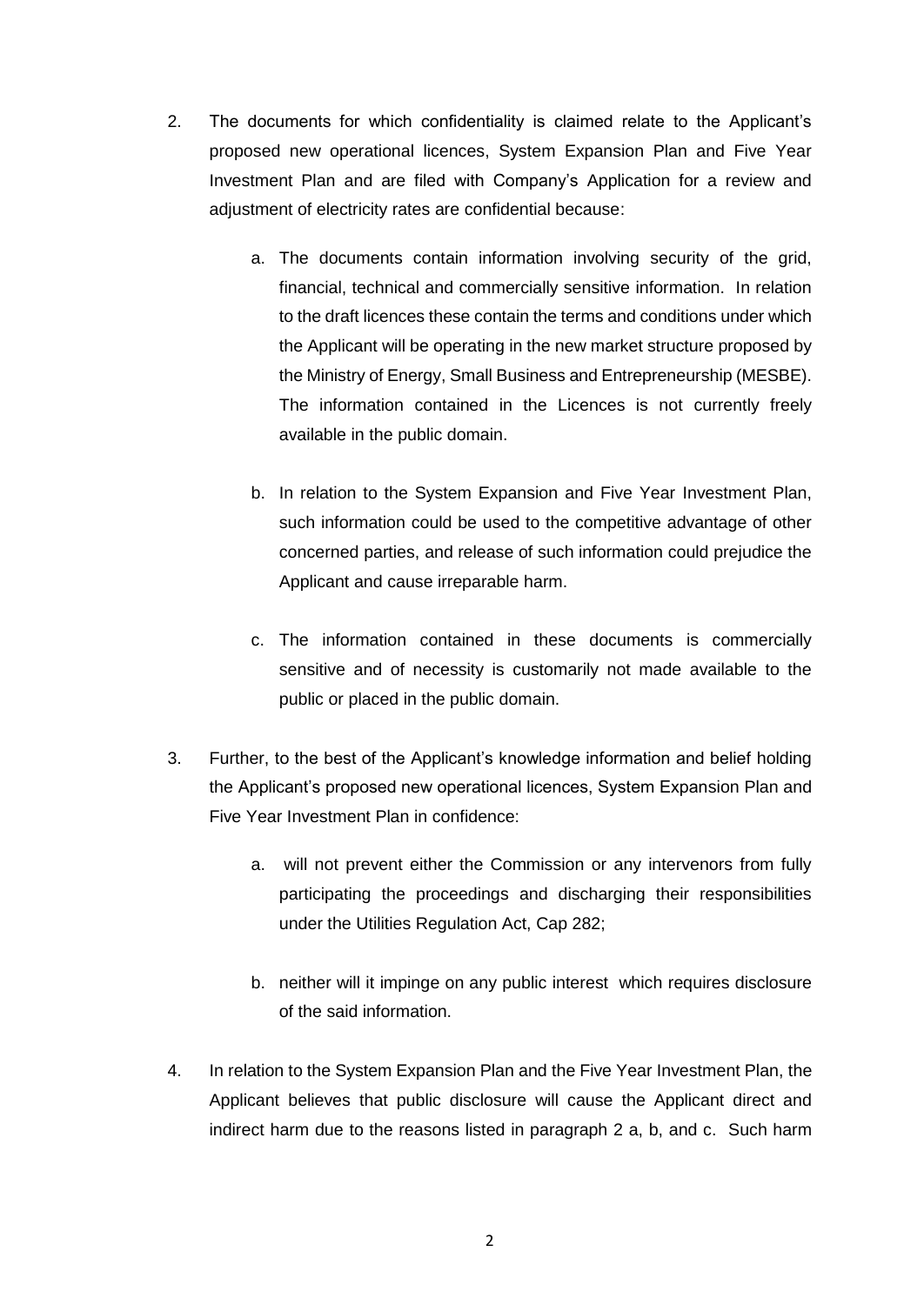2. The documents for which confidentiality is claimed relate to the Applicant's proposed new operational licences, System Expansion Plan and Five Year Investment Plan and are filed with Company's Application for a review and adjustment of electricity rates are confidential because:

    a. The documents contain information involving security of the grid, financial, technical and commercially sensitive information. In relation to the draft licences these contain the terms and conditions under which the Applicant will be operating in the new market structure proposed by the Ministry of Energy, Small Business and Entrepreneurship (MESBE). The information contained in the Licences is not currently freely available in the public domain.

    b. In relation to the System Expansion and Five Year Investment Plan, such information could be used to the competitive advantage of other concerned parties, and release of such information could prejudice the Applicant and cause irreparable harm.

    c. The information contained in these documents is commercially sensitive and of necessity is customarily not made available to the public or placed in the public domain.

3. Further, to the best of the Applicant's knowledge information and belief holding the Applicant's proposed new operational licences, System Expansion Plan and Five Year Investment Plan in confidence:

    a. will not prevent either the Commission or any intervenors from fully participating the proceedings and discharging their responsibilities under the Utilities Regulation Act, Cap 282;

    b. neither will it impinge on any public interest which requires disclosure of the said information.

4. In relation to the System Expansion Plan and the Five Year Investment Plan, the Applicant believes that public disclosure will cause the Applicant direct and indirect harm due to the reasons listed in paragraph 2 a, b, and c. Such harm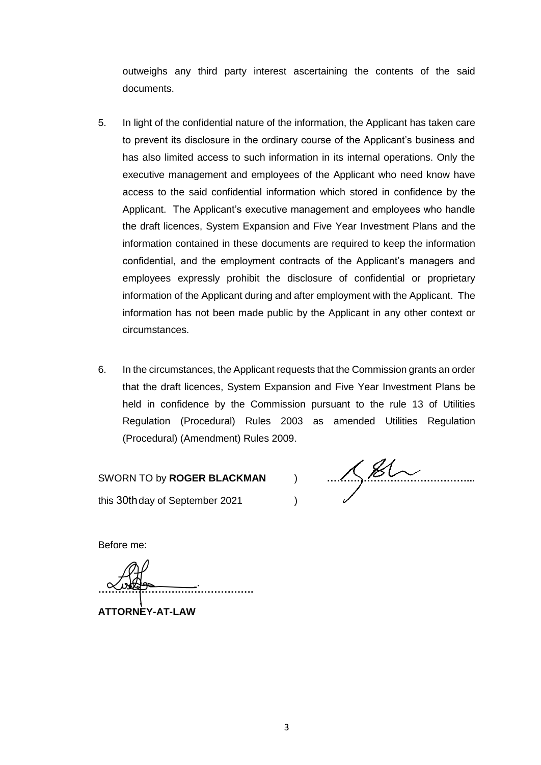outweighs any third party interest ascertaining the contents of the said documents.

5. In light of the confidential nature of the information, the Applicant has taken care to prevent its disclosure in the ordinary course of the Applicant's business and has also limited access to such information in its internal operations. Only the executive management and employees of the Applicant who need know have access to the said confidential information which stored in confidence by the Applicant. The Applicant's executive management and employees who handle the draft licences, System Expansion and Five Year Investment Plans and the information contained in these documents are required to keep the information confidential, and the employment contracts of the Applicant's managers and employees expressly prohibit the disclosure of confidential or proprietary information of the Applicant during and after employment with the Applicant. The information has not been made public by the Applicant in any other context or circumstances.

6. In the circumstances, the Applicant requests that the Commission grants an order that the draft licences, System Expansion and Five Year Investment Plans be held in confidence by the Commission pursuant to the rule 13 of Utilities Regulation (Procedural) Rules 2003 as amended Utilities Regulation (Procedural) (Amendment) Rules 2009.

SWORN TO by **ROGER BLACKMAN** ) ..........................................

this 30th day of September 2021 )

Before me:

..........................................

**ATTORNEY-AT-LAW**